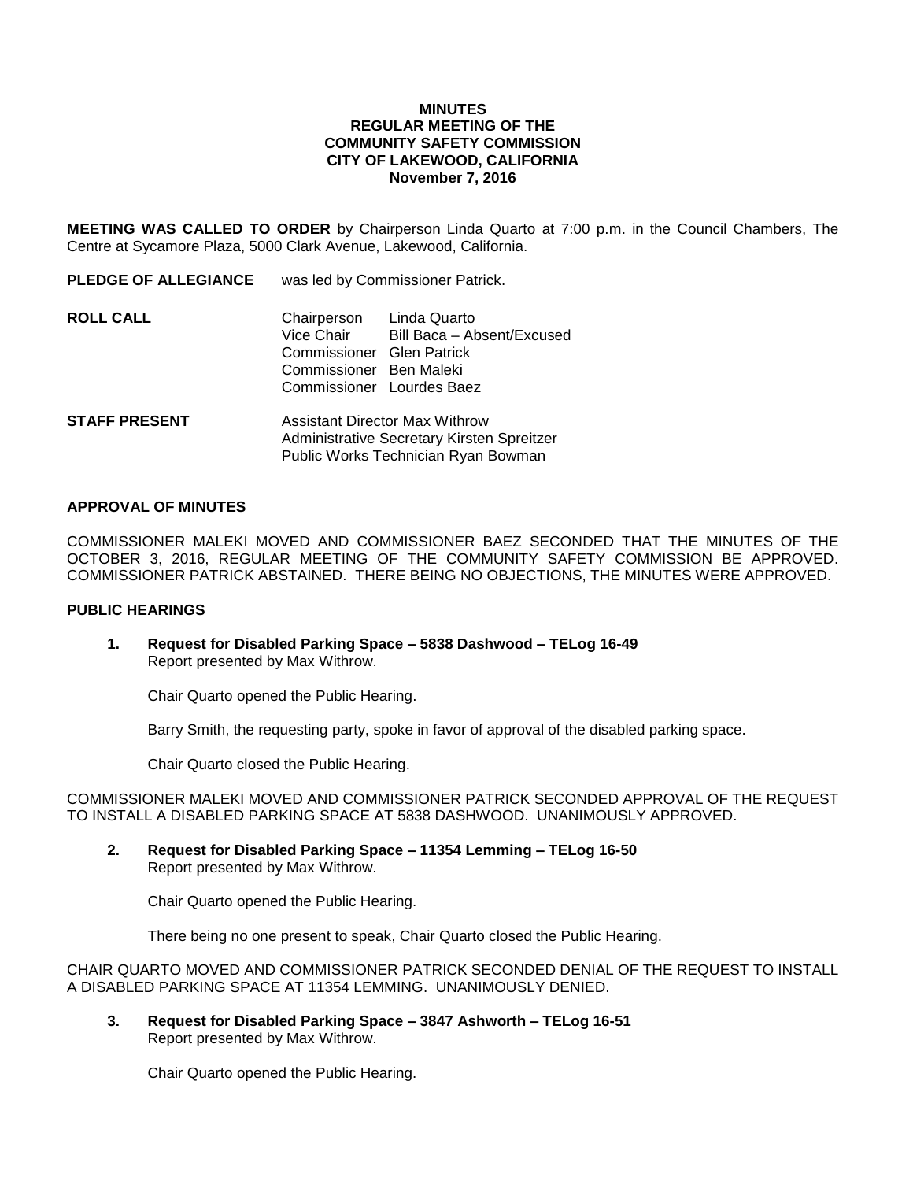**MINUTES**
**REGULAR MEETING OF THE**
**COMMUNITY SAFETY COMMISSION**
**CITY OF LAKEWOOD, CALIFORNIA**
**November 7, 2016**

**MEETING WAS CALLED TO ORDER** by Chairperson Linda Quarto at 7:00 p.m. in the Council Chambers, The Centre at Sycamore Plaza, 5000 Clark Avenue, Lakewood, California.

**PLEDGE OF ALLEGIANCE** was led by Commissioner Patrick.

**ROLL CALL**

Chairperson Linda Quarto
Vice Chair Bill Baca – Absent/Excused
Commissioner Glen Patrick
Commissioner Ben Maleki
Commissioner Lourdes Baez

**STAFF PRESENT**

Assistant Director Max Withrow
Administrative Secretary Kirsten Spreitzer
Public Works Technician Ryan Bowman

**APPROVAL OF MINUTES**

COMMISSIONER MALEKI MOVED AND COMMISSIONER BAEZ SECONDED THAT THE MINUTES OF THE OCTOBER 3, 2016, REGULAR MEETING OF THE COMMUNITY SAFETY COMMISSION BE APPROVED. COMMISSIONER PATRICK ABSTAINED. THERE BEING NO OBJECTIONS, THE MINUTES WERE APPROVED.

**PUBLIC HEARINGS**

**1. Request for Disabled Parking Space – 5838 Dashwood – TELog 16-49**
Report presented by Max Withrow.

Chair Quarto opened the Public Hearing.

Barry Smith, the requesting party, spoke in favor of approval of the disabled parking space.

Chair Quarto closed the Public Hearing.

COMMISSIONER MALEKI MOVED AND COMMISSIONER PATRICK SECONDED APPROVAL OF THE REQUEST TO INSTALL A DISABLED PARKING SPACE AT 5838 DASHWOOD. UNANIMOUSLY APPROVED.

**2. Request for Disabled Parking Space – 11354 Lemming – TELog 16-50**
Report presented by Max Withrow.

Chair Quarto opened the Public Hearing.

There being no one present to speak, Chair Quarto closed the Public Hearing.

CHAIR QUARTO MOVED AND COMMISSIONER PATRICK SECONDED DENIAL OF THE REQUEST TO INSTALL A DISABLED PARKING SPACE AT 11354 LEMMING. UNANIMOUSLY DENIED.

**3. Request for Disabled Parking Space – 3847 Ashworth – TELog 16-51**
Report presented by Max Withrow.

Chair Quarto opened the Public Hearing.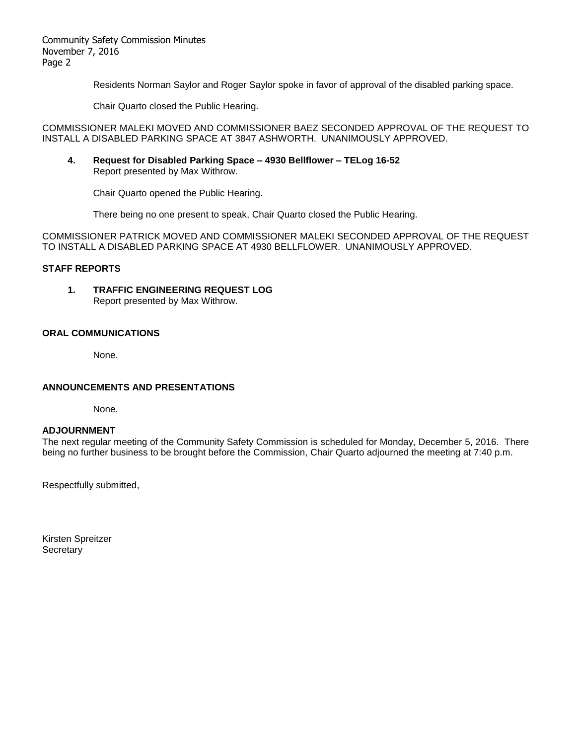Residents Norman Saylor and Roger Saylor spoke in favor of approval of the disabled parking space.

Chair Quarto closed the Public Hearing.

COMMISSIONER MALEKI MOVED AND COMMISSIONER BAEZ SECONDED APPROVAL OF THE REQUEST TO INSTALL A DISABLED PARKING SPACE AT 3847 ASHWORTH. UNANIMOUSLY APPROVED.

**4. Request for Disabled Parking Space – 4930 Bellflower – TELog 16-52**
Report presented by Max Withrow.

Chair Quarto opened the Public Hearing.

There being no one present to speak, Chair Quarto closed the Public Hearing.

COMMISSIONER PATRICK MOVED AND COMMISSIONER MALEKI SECONDED APPROVAL OF THE REQUEST TO INSTALL A DISABLED PARKING SPACE AT 4930 BELLFLOWER. UNANIMOUSLY APPROVED.

## STAFF REPORTS

**1. TRAFFIC ENGINEERING REQUEST LOG**
Report presented by Max Withrow.

## ORAL COMMUNICATIONS

None.

## ANNOUNCEMENTS AND PRESENTATIONS

None.

## ADJOURNMENT

The next regular meeting of the Community Safety Commission is scheduled for Monday, December 5, 2016. There being no further business to be brought before the Commission, Chair Quarto adjourned the meeting at 7:40 p.m.

Respectfully submitted,

Kirsten Spreitzer
Secretary